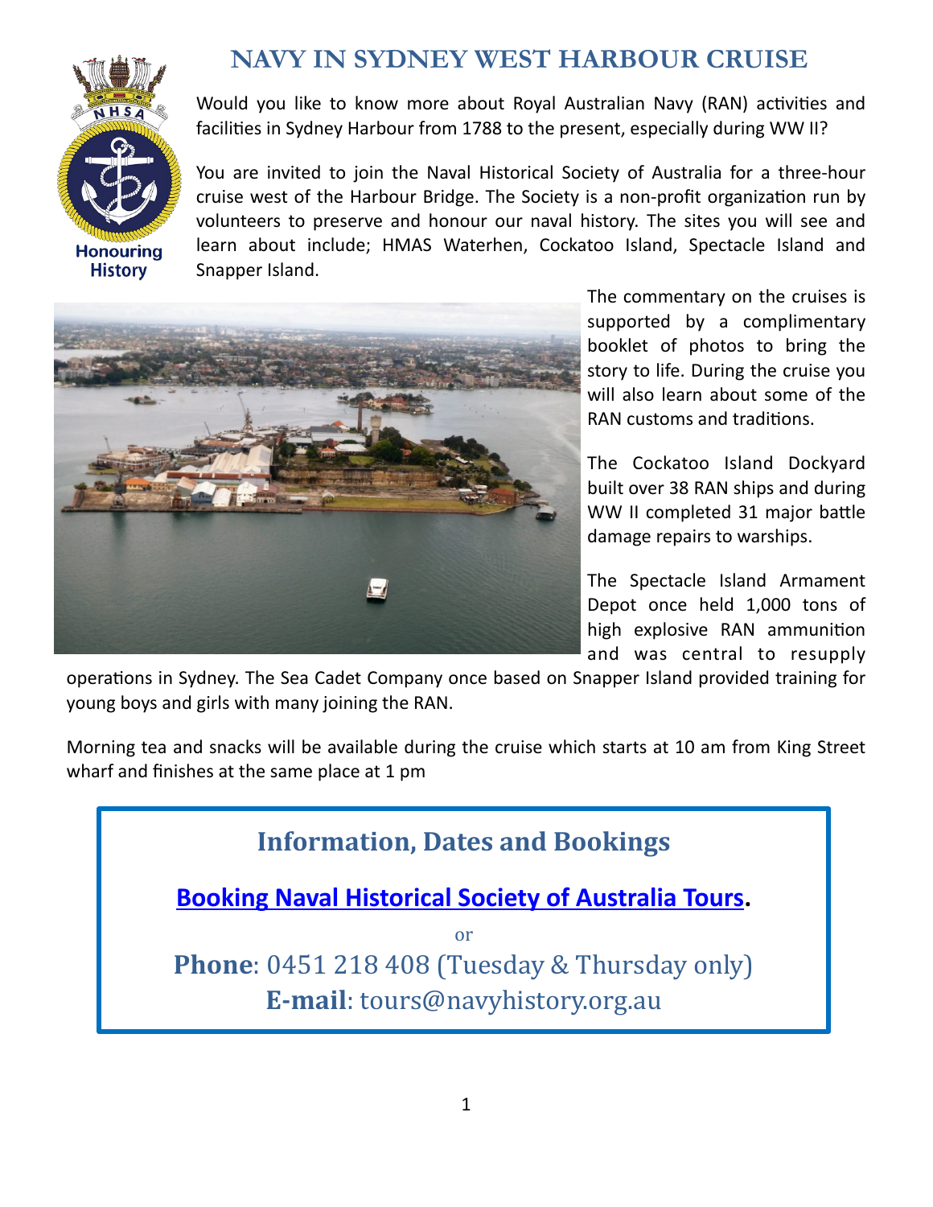# NAVY IN SYDNEY WEST HARBOUR CRUISE

Would you like to know more about Royal Australian Navy (RAN) activities and facilities in Sydney Harbour from 1788 to the present, especially during WW II?

You are invited to join the Naval Historical Society of Australia for a three-hour cruise west of the Harbour Bridge. The Society is a non-profit organization run by volunteers to preserve and honour our naval history. The sites you will see and learn about include; HMAS Waterhen, Cockatoo Island, Spectacle Island and Snapper Island.

The commentary on the cruises is supported by a complimentary booklet of photos to bring the story to life. During the cruise you will also learn about some of the RAN customs and traditions.

The Cockatoo Island Dockyard built over 38 RAN ships and during WW II completed 31 major battle damage repairs to warships.

The Spectacle Island Armament Depot once held 1,000 tons of high explosive RAN ammunition and was central to resupply operations in Sydney. The Sea Cadet Company once based on Snapper Island provided training for young boys and girls with many joining the RAN.

Morning tea and snacks will be available during the cruise which starts at 10 am from King Street wharf and finishes at the same place at 1 pm

## Information, Dates and Bookings

**Booking Naval Historical Society of Australia Tours.**

or

**Phone**: 0451 218 408 (Tuesday & Thursday only)

**E-mail**: tours@navyhistory.org.au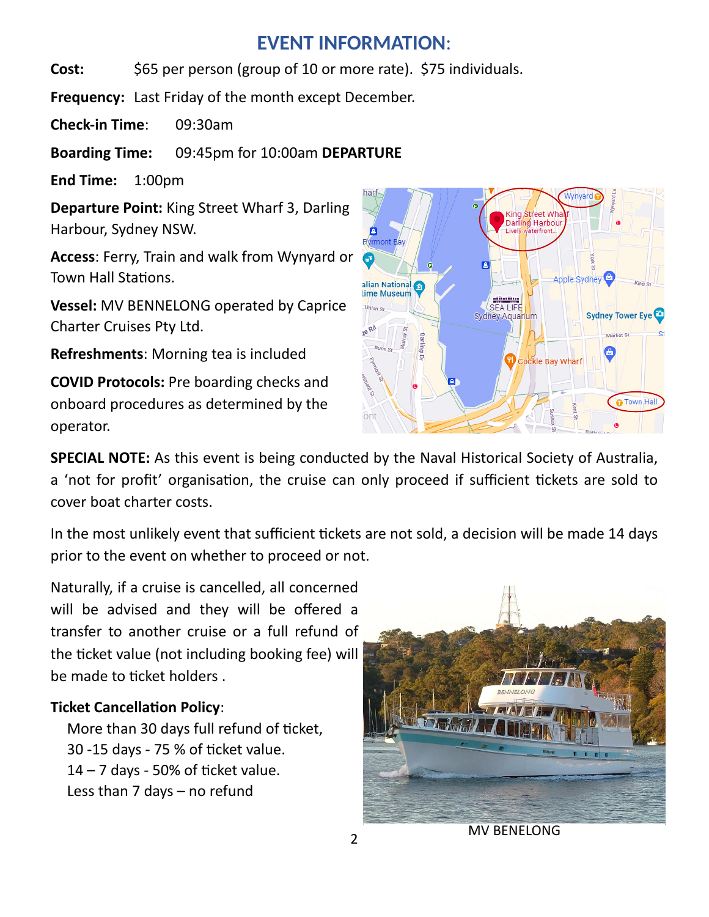## EVENT INFORMATION:

**Cost:** $65 per person (group of 10 or more rate). $75 individuals.

**Frequency:** Last Friday of the month except December.

**Check-in Time**: 09:30am

**Boarding Time:** 09:45pm for 10:00am **DEPARTURE**

**End Time:** 1:00pm

**Departure Point:** King Street Wharf 3, Darling Harbour, Sydney NSW.

**Access**: Ferry, Train and walk from Wynyard or Town Hall Stations.

**Vessel:** MV BENNELONG operated by Caprice Charter Cruises Pty Ltd.

**Refreshments**: Morning tea is included

**COVID Protocols:** Pre boarding checks and onboard procedures as determined by the operator.

**SPECIAL NOTE:** As this event is being conducted by the Naval Historical Society of Australia, a 'not for profit' organisation, the cruise can only proceed if sufficient tickets are sold to cover boat charter costs.

In the most unlikely event that sufficient tickets are not sold, a decision will be made 14 days prior to the event on whether to proceed or not.

Naturally, if a cruise is cancelled, all concerned will be advised and they will be offered a transfer to another cruise or a full refund of the ticket value (not including booking fee) will be made to ticket holders .

**Ticket Cancellation Policy**:

More than 30 days full refund of ticket,
30 -15 days - 75 % of ticket value.
14 – 7 days - 50% of ticket value.
Less than 7 days – no refund

MV BENELONG